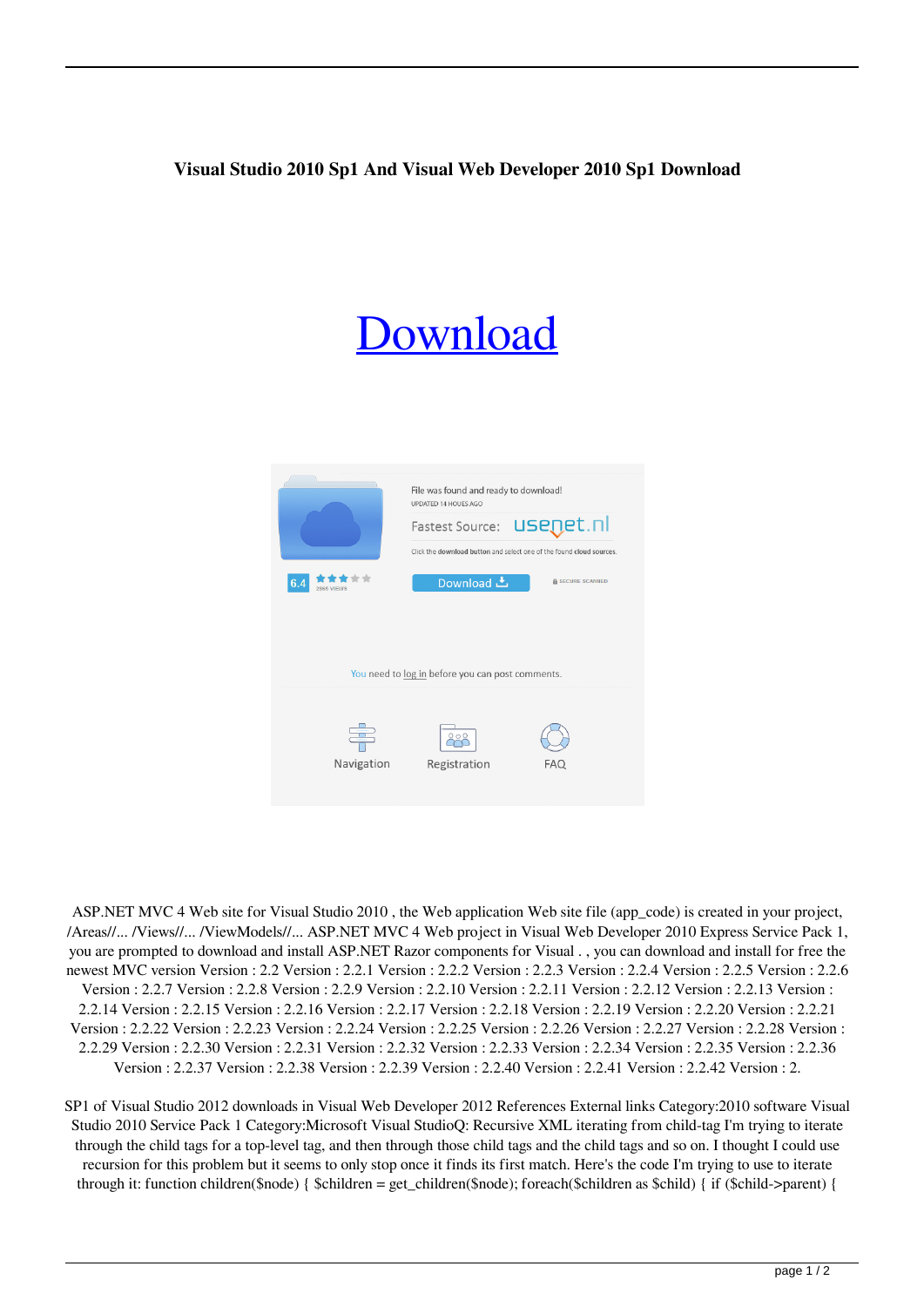# Visual Studio 2010 Sp1 And Visual Web Developer 2010 Sp1 Download

Download

ASP.NET MVC 4 Web site for Visual Studio 2010 , the Web application Web site file (app_code) is created in your project, /Areas//... /Views//... /ViewModels//... ASP.NET MVC 4 Web project in Visual Web Developer 2010 Express Service Pack 1, you are prompted to download and install ASP.NET Razor components for Visual . , you can download and install for free the newest MVC version Version : 2.2 Version : 2.2.1 Version : 2.2.2 Version : 2.2.3 Version : 2.2.4 Version : 2.2.5 Version : 2.2.6 Version : 2.2.7 Version : 2.2.8 Version : 2.2.9 Version : 2.2.10 Version : 2.2.11 Version : 2.2.12 Version : 2.2.13 Version : 2.2.14 Version : 2.2.15 Version : 2.2.16 Version : 2.2.17 Version : 2.2.18 Version : 2.2.19 Version : 2.2.20 Version : 2.2.21 Version : 2.2.22 Version : 2.2.23 Version : 2.2.24 Version : 2.2.25 Version : 2.2.26 Version : 2.2.27 Version : 2.2.28 Version : 2.2.29 Version : 2.2.30 Version : 2.2.31 Version : 2.2.32 Version : 2.2.33 Version : 2.2.34 Version : 2.2.35 Version : 2.2.36 Version : 2.2.37 Version : 2.2.38 Version : 2.2.39 Version : 2.2.40 Version : 2.2.41 Version : 2.2.42 Version : 2.

SP1 of Visual Studio 2012 downloads in Visual Web Developer 2012 References External links Category:2010 software Visual Studio 2010 Service Pack 1 Category:Microsoft Visual StudioQ: Recursive XML iterating from child-tag I'm trying to iterate through the child tags for a top-level tag, and then through those child tags and the child tags and so on. I thought I could use recursion for this problem but it seems to only stop once it finds its first match. Here's the code I'm trying to use to iterate through it: function children($node) { $children = get_children($node); foreach($children as $child) { if ($child->parent) {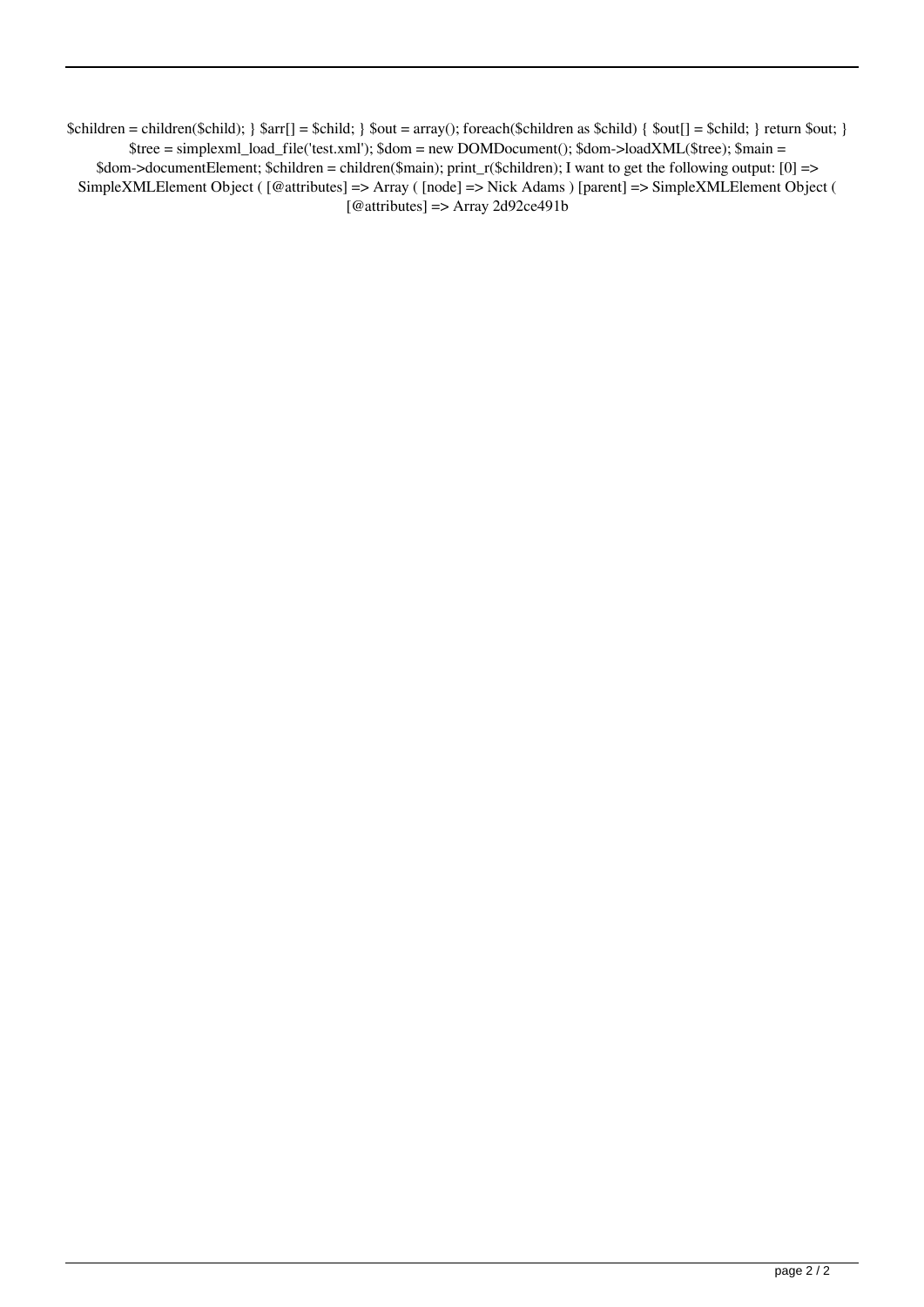$children = children($child); } $arr[] = $child; } $out = array(); foreach($children as $child) { $out[] = $child; } return $out; } $tree = simplexml_load_file('test.xml'); $dom = new DOMDocument(); $dom->loadXML($tree); $main = $dom->documentElement; $children = children($main); print_r($children); I want to get the following output: [0] => SimpleXMLElement Object ( [@attributes] => Array ( [node] => Nick Adams ) [parent] => SimpleXMLElement Object ( [@attributes] => Array 2d92ce491b